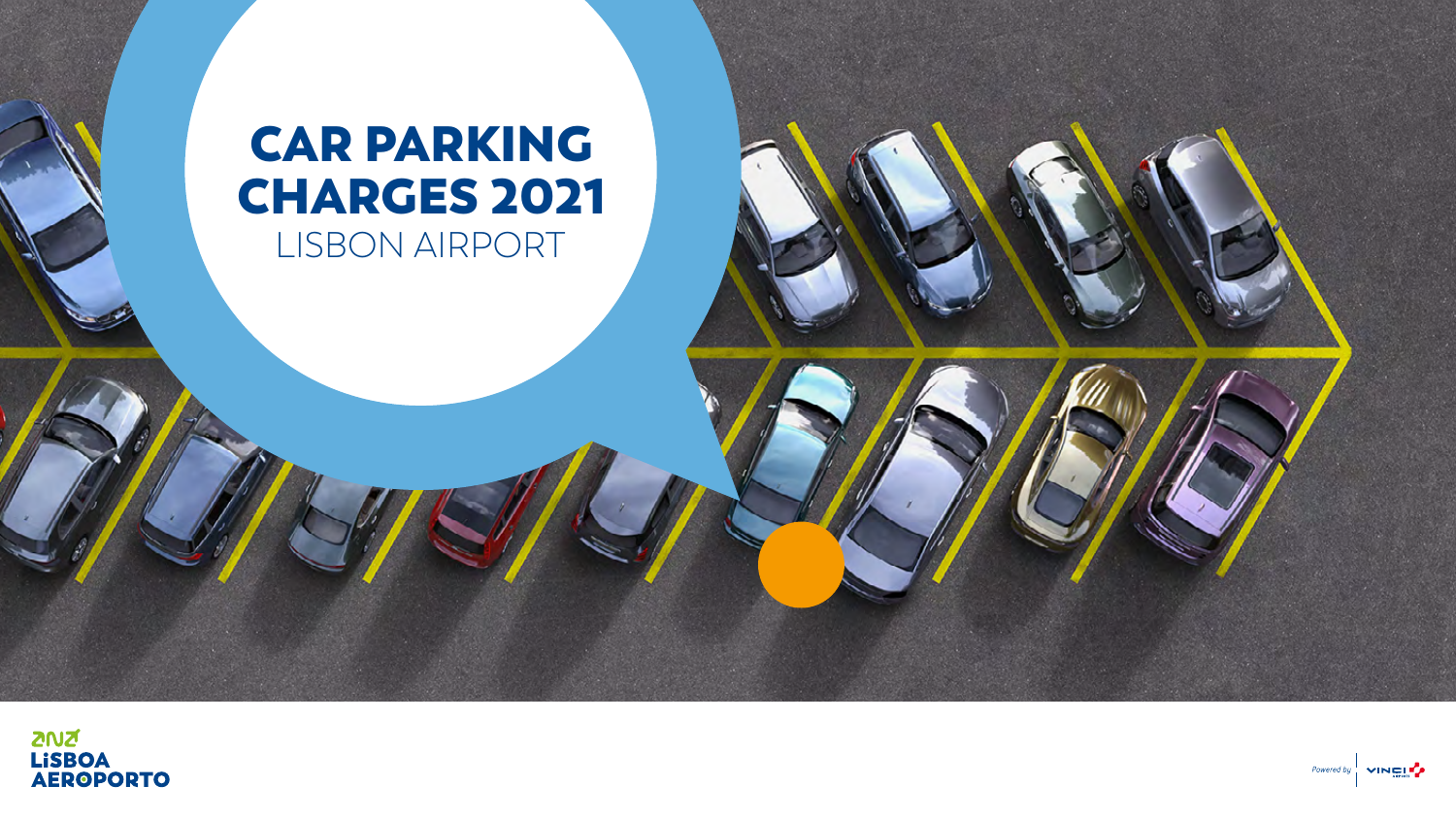# CAR PARKING CHARGES 2021

LISBON AIRPORT

ANA LISBOA AEROPORTO

Powered by VINCI AIRPORTS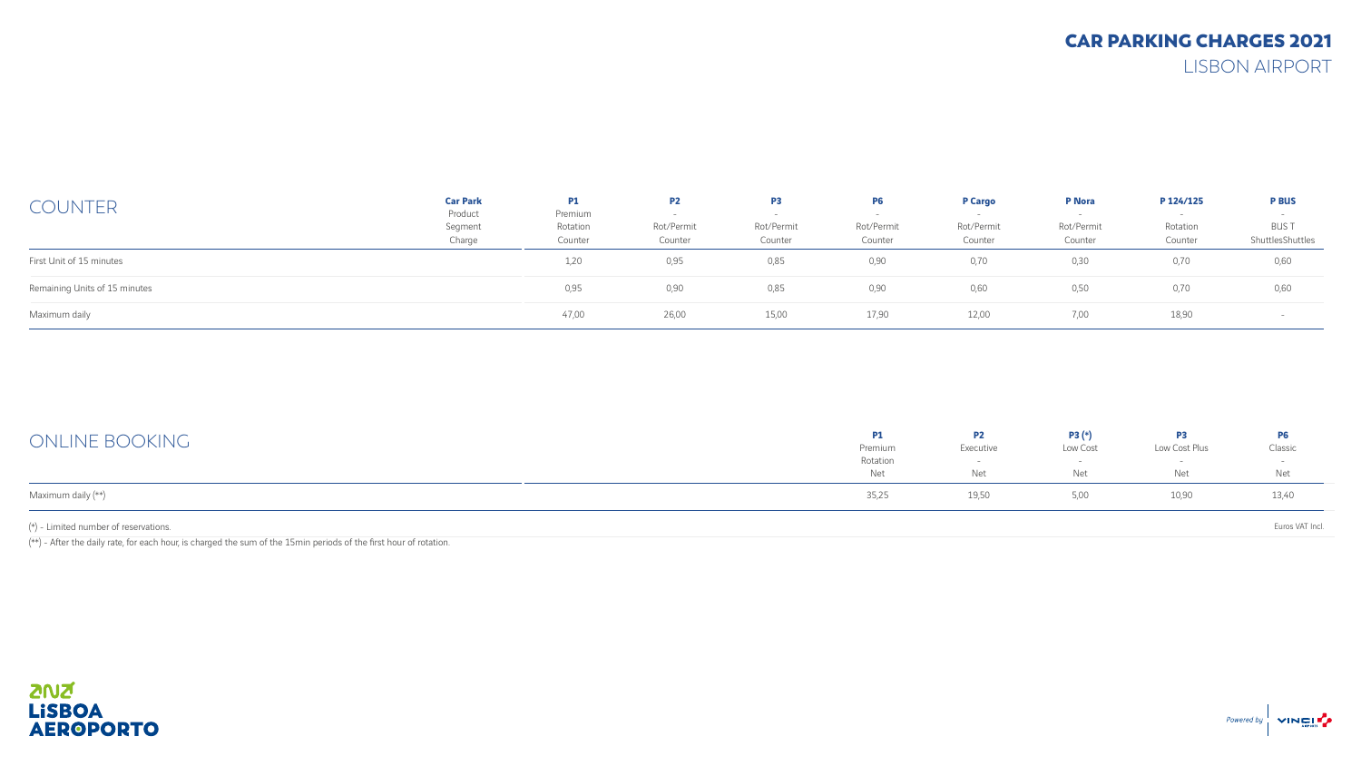# CAR PARKING CHARGES 2021

## LISBON AIRPORT

## COUNTER

| Car Park<br>Product<br>Segment<br>Charge | P1<br>Premium<br>Rotation<br>Counter | P2<br>-<br>Rot/Permit<br>Counter | P3<br>-<br>Rot/Permit<br>Counter | P6<br>-<br>Rot/Permit<br>Counter | P Cargo<br>-<br>Rot/Permit<br>Counter | P Nora<br>-<br>Rot/Permit<br>Counter | P 124/125<br>-<br>Rotation<br>Counter | P BUS<br>-<br>BUS T<br>ShuttlesShuttles |
|---|---|---|---|---|---|---|---|---|
| First Unit of 15 minutes | 1,20 | 0,95 | 0,85 | 0,90 | 0,70 | 0,30 | 0,70 | 0,60 |
| Remaining Units of 15 minutes | 0,95 | 0,90 | 0,85 | 0,90 | 0,60 | 0,50 | 0,70 | 0,60 |
| Maximum daily | 47,00 | 26,00 | 15,00 | 17,90 | 12,00 | 7,00 | 18,90 | - |

## ONLINE BOOKING

| | P1<br>Premium<br>Rotation<br>Net | P2<br>Executive<br>-<br>Net | P3 (*)<br>Low Cost<br>-<br>Net | P3<br>Low Cost Plus<br>-<br>Net | P6<br>Classic<br>-<br>Net |
|---|---|---|---|---|---|
| Maximum daily (**) | 35,25 | 19,50 | 5,00 | 10,90 | 13,40 |

(*) - Limited number of reservations.

Euros VAT Incl.

(**) - After the daily rate, for each hour, is charged the sum of the 15min periods of the first hour of rotation.

ANA LISBOA AEROPORTO

Powered by VINCI AIRPORTS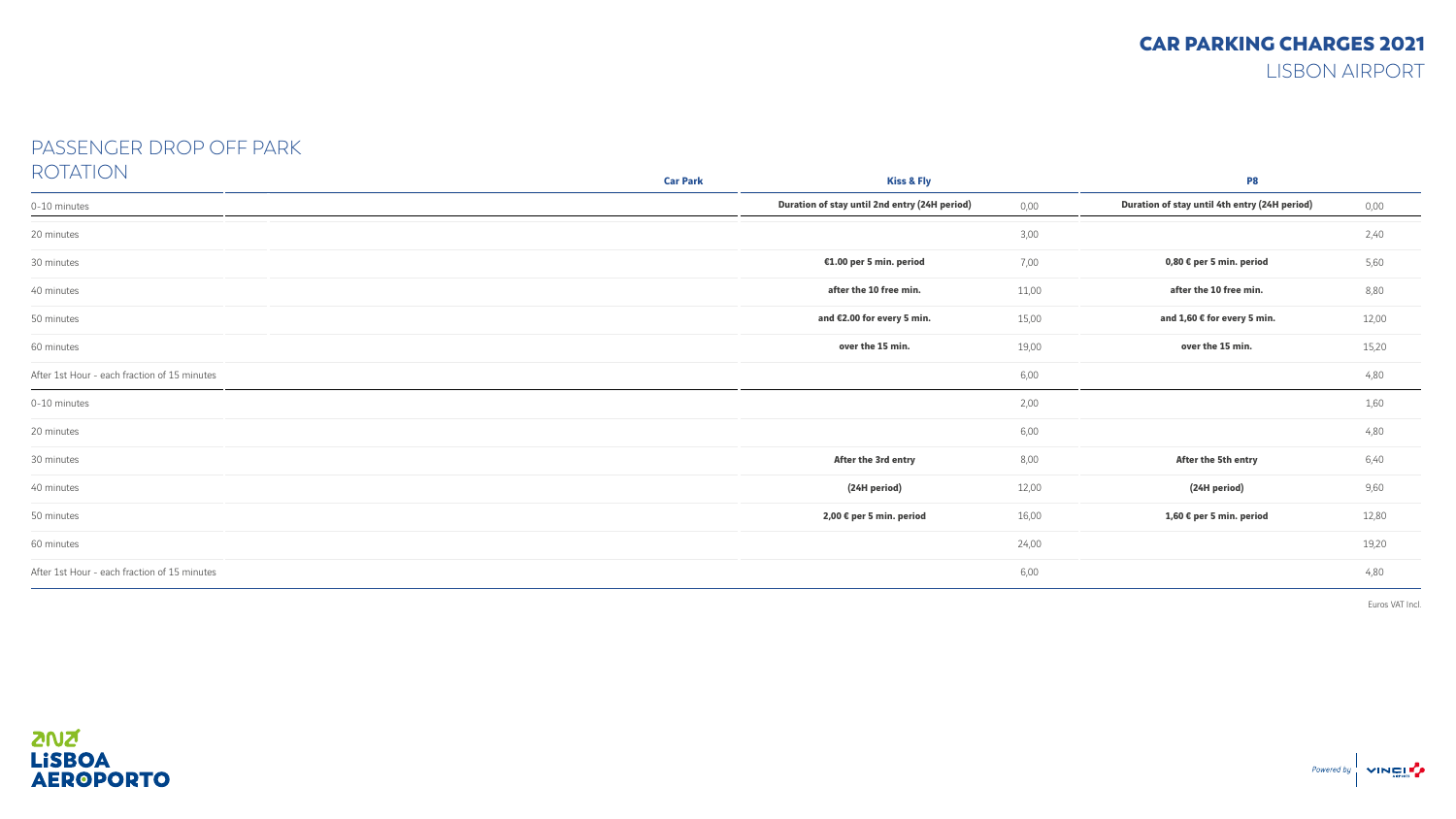# CAR PARKING CHARGES 2021
## LISBON AIRPORT

## PASSENGER DROP OFF PARK
### ROTATION

| Car Park | Kiss & Fly | | P8 | |
|---|---|---|---|---|
| 0-10 minutes | **Duration of stay until 2nd entry (24H period)** | 0,00 | **Duration of stay until 4th entry (24H period)** | 0,00 |
| 20 minutes | | 3,00 | | 2,40 |
| 30 minutes | **€1.00 per 5 min. period** | 7,00 | **0,80 € per 5 min. period** | 5,60 |
| 40 minutes | **after the 10 free min.** | 11,00 | **after the 10 free min.** | 8,80 |
| 50 minutes | **and €2.00 for every 5 min.** | 15,00 | **and 1,60 € for every 5 min.** | 12,00 |
| 60 minutes | **over the 15 min.** | 19,00 | **over the 15 min.** | 15,20 |
| After 1st Hour - each fraction of 15 minutes | | 6,00 | | 4,80 |
| 0-10 minutes | | 2,00 | | 1,60 |
| 20 minutes | | 6,00 | | 4,80 |
| 30 minutes | **After the 3rd entry** | 8,00 | **After the 5th entry** | 6,40 |
| 40 minutes | **(24H period)** | 12,00 | **(24H period)** | 9,60 |
| 50 minutes | **2,00 € per 5 min. period** | 16,00 | **1,60 € per 5 min. period** | 12,80 |
| 60 minutes | | 24,00 | | 19,20 |
| After 1st Hour - each fraction of 15 minutes | | 6,00 | | 4,80 |

Euros VAT Incl.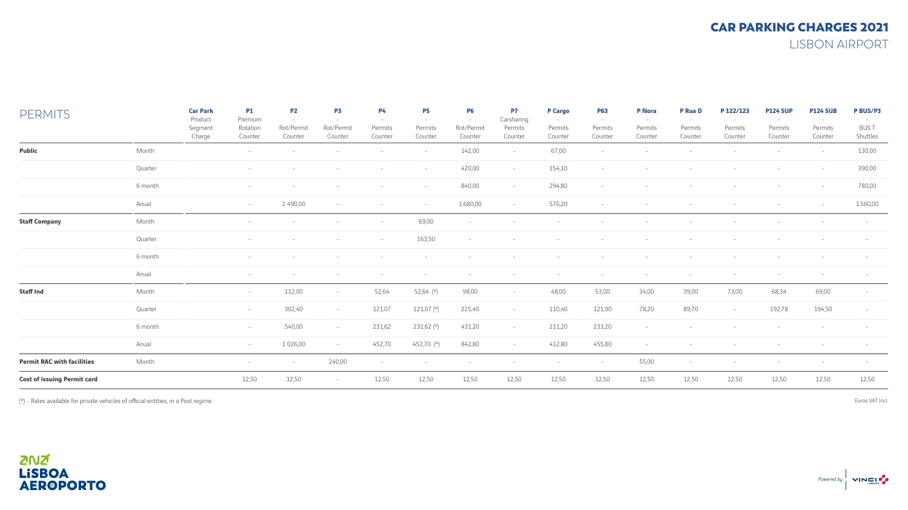# CAR PARKING CHARGES 2021

## LISBON AIRPORT

| PERMITS | | Car Park Product Segment Charge | P1 Premium Rotation Counter | P2 - Rot/Permit Counter | P3 - Rot/Permit Counter | P4 - Permits Counter | P5 - Permits Counter | P6 - Rot/Permit Counter | P7 Carsharing Permits Counter | P Cargo - Permits Counter | P63 - Permits Counter | P Nora - Permits Counter | P Rua D - Permits Counter | P 122/123 - Permits Counter | P124 SUP - Permits Counter | P124 SUB - Permits Counter | P BUS/P3 - BUS T Shuttles |
|---|---|---|---|---|---|---|---|---|---|---|---|---|---|---|---|---|---|
| **Public** | Month | | - | - | - | - | - | 142,00 | - | 67,00 | - | - | - | - | - | - | 130,00 |
| | Quarter | | - | - | - | - | - | 420,00 | - | 154,10 | - | - | - | - | - | - | 390,00 |
| | 6 month | | - | - | - | - | - | 840,00 | - | 294,80 | - | - | - | - | - | - | 780,00 |
| | Anual | | - | 2 490,00 | - | - | - | 1.680,00 | - | 576,20 | - | - | - | - | - | - | 1.560,00 |
| **Staff Company** | Month | | - | - | - | - | 69,00 | - | - | - | - | - | - | - | - | - | - |
| | Quarter | | - | - | - | - | 163,50 | - | - | - | - | - | - | - | - | - | - |
| | 6 month | | - | - | - | - | - | - | - | - | - | - | - | - | - | - | - |
| | Anual | | - | - | - | - | - | - | - | - | - | - | - | - | - | - | - |
| **Staff Ind** | Month | | - | 112,00 | - | 52,64 | 52,64 (*) | 98,00 | - | 48,00 | 53,00 | 34,00 | 39,00 | 73,00 | 68,34 | 69,00 | - |
| | Quarter | | - | 302,40 | - | 121,07 | 121,07 (*) | 225,40 | - | 110,40 | 121,90 | 78,20 | 89,70 | - | 192,78 | 194,50 | - |
| | 6 month | | - | 540,00 | - | 231,62 | 231,62 (*) | 431,20 | - | 211,20 | 233,20 | - | - | - | - | - | - |
| | Anual | | - | 1 026,00 | - | 452,70 | 452,70 (*) | 842,80 | - | 412,80 | 455,80 | - | - | - | - | - | - |
| **Permit RAC with facilities** | Month | | - | - | 240,00 | - | - | - | - | - | - | 55,00 | - | - | - | - | - |
| **Cost of issuing Permit card** | | | 12,50 | 12,50 | - | 12,50 | 12,50 | 12,50 | 12,50 | 12,50 | 12,50 | 12,50 | 12,50 | 12,50 | 12,50 | 12,50 | 12,50 |

(*) - Rates available for private vehicles of official entities, in a Pool regime.

Euros VAT Incl.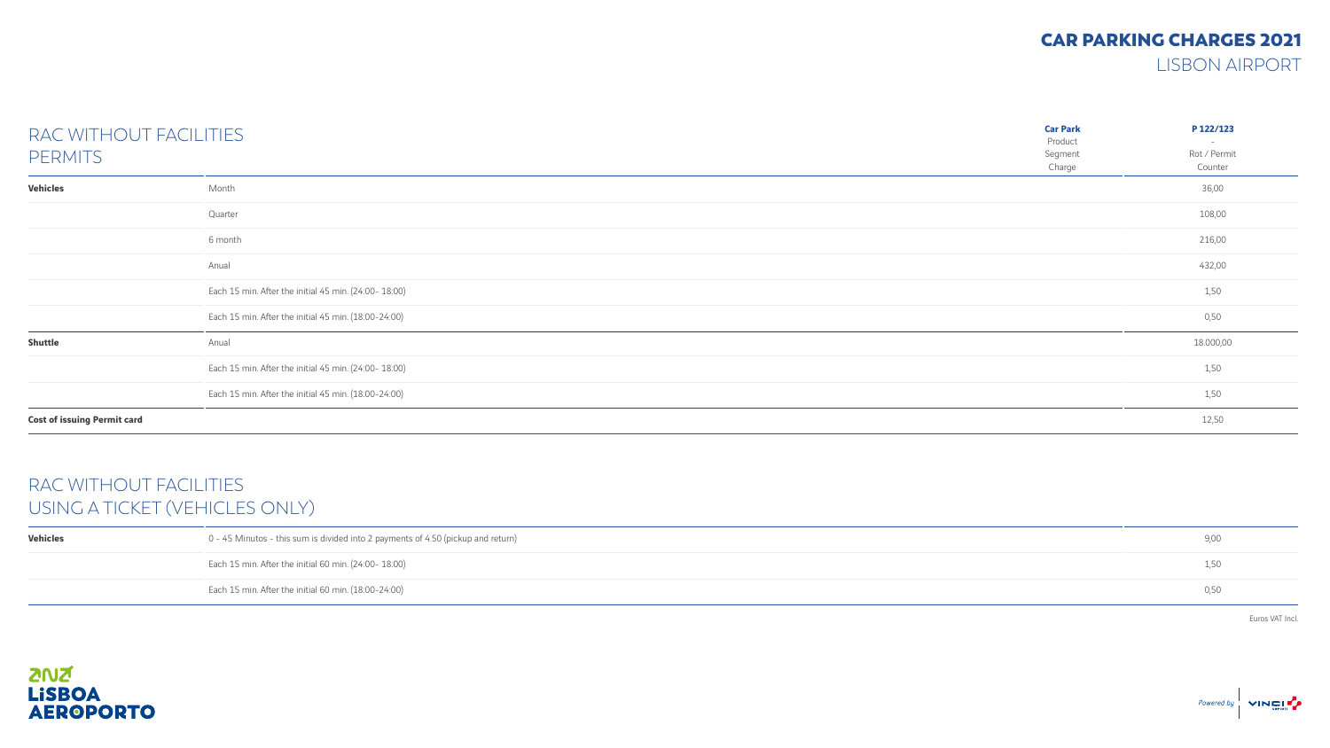# CAR PARKING CHARGES 2021
## LISBON AIRPORT

## RAC WITHOUT FACILITIES PERMITS

| | Car Park<br>Product<br>Segment<br>Charge | P 122/123<br>-<br>Rot / Permit<br>Counter |
|---|---|---|
| **Vehicles** | Month | 36,00 |
| | Quarter | 108,00 |
| | 6 month | 216,00 |
| | Anual | 432,00 |
| | Each 15 min. After the initial 45 min. (24:00- 18:00) | 1,50 |
| | Each 15 min. After the initial 45 min. (18:00-24:00) | 0,50 |
| **Shuttle** | Anual | 18.000,00 |
| | Each 15 min. After the initial 45 min. (24:00- 18:00) | 1,50 |
| | Each 15 min. After the initial 45 min. (18:00-24:00) | 1,50 |
| **Cost of issuing Permit card** | | 12,50 |

## RAC WITHOUT FACILITIES USING A TICKET (VEHICLES ONLY)

| | | |
|---|---|---|
| **Vehicles** | 0 - 45 Minutos - this sum is divided into 2 payments of 4.50 (pickup and return) | 9,00 |
| | Each 15 min. After the initial 60 min. (24:00- 18:00) | 1,50 |
| | Each 15 min. After the initial 60 min. (18:00-24:00) | 0,50 |

Euros VAT Incl.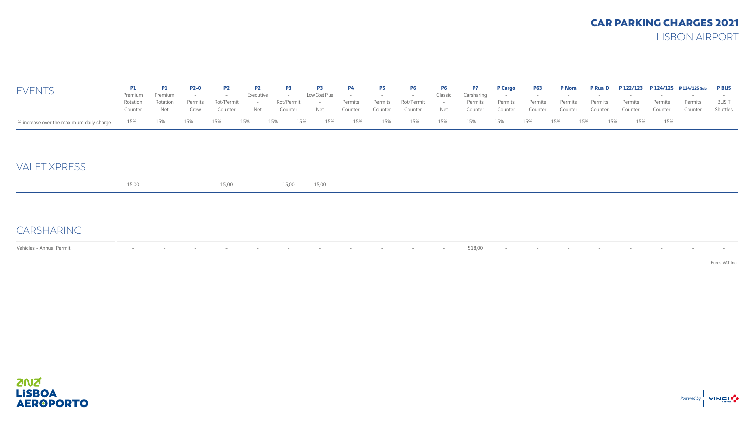# CAR PARKING CHARGES 2021

## LISBON AIRPORT

## EVENTS

| | P1 Premium Rotation Counter | P1 Premium Rotation Net | P2-0 - Permits Crew | P2 - Rot/Permit Counter | P2 Executive - Net | P3 - Rot/Permit Counter | P3 Low Cost Plus - Net | P4 - Permits Counter | P5 - Permits Counter | P6 - Rot/Permit Counter | P6 Classic - Net | P7 Carsharing Permits Counter | P Cargo - Permits Counter | P63 - Permits Counter | P Nora - Permits Counter | P Rua D - Permits Counter | P 122/123 - Permits Counter | P 124/125 - Permits Counter | P124/125 Sub - Permits Counter | P BUS - BUS T Shuttles |
|---|---|---|---|---|---|---|---|---|---|---|---|---|---|---|---|---|---|---|---|---|
| % increase over the maximum daily charge | 15% | 15% | 15% | 15% | 15% | 15% | 15% | 15% | 15% | 15% | 15% | 15% | 15% | 15% | 15% | 15% | 15% | 15% | 15% | 15% |

## VALET XPRESS

| | P1 Premium Rotation Counter | P1 Premium Rotation Net | P2-0 - Permits Crew | P2 - Rot/Permit Counter | P2 Executive - Net | P3 - Rot/Permit Counter | P3 Low Cost Plus - Net | P4 - Permits Counter | P5 - Permits Counter | P6 - Rot/Permit Counter | P6 Classic - Net | P7 Carsharing Permits Counter | P Cargo - Permits Counter | P63 - Permits Counter | P Nora - Permits Counter | P Rua D - Permits Counter | P 122/123 - Permits Counter | P 124/125 - Permits Counter | P124/125 Sub - Permits Counter | P BUS - BUS T Shuttles |
|---|---|---|---|---|---|---|---|---|---|---|---|---|---|---|---|---|---|---|---|---|
| | 15,00 | - | - | 15,00 | - | 15,00 | 15,00 | - | - | - | - | - | - | - | - | - | - | - | - | - |

## CARSHARING

| | P1 Premium Rotation Counter | P1 Premium Rotation Net | P2-0 - Permits Crew | P2 - Rot/Permit Counter | P2 Executive - Net | P3 - Rot/Permit Counter | P3 Low Cost Plus - Net | P4 - Permits Counter | P5 - Permits Counter | P6 - Rot/Permit Counter | P6 Classic - Net | P7 Carsharing Permits Counter | P Cargo - Permits Counter | P63 - Permits Counter | P Nora - Permits Counter | P Rua D - Permits Counter | P 122/123 - Permits Counter | P 124/125 - Permits Counter | P124/125 Sub - Permits Counter | P BUS - BUS T Shuttles |
|---|---|---|---|---|---|---|---|---|---|---|---|---|---|---|---|---|---|---|---|---|
| Vehicles - Annual Permit | - | - | - | - | - | - | - | - | - | - | - | 518,00 | - | - | - | - | - | - | - | - |

Euros VAT Incl.

ANA LISBOA AEROPORTO

Powered by VINCI AIRPORTS